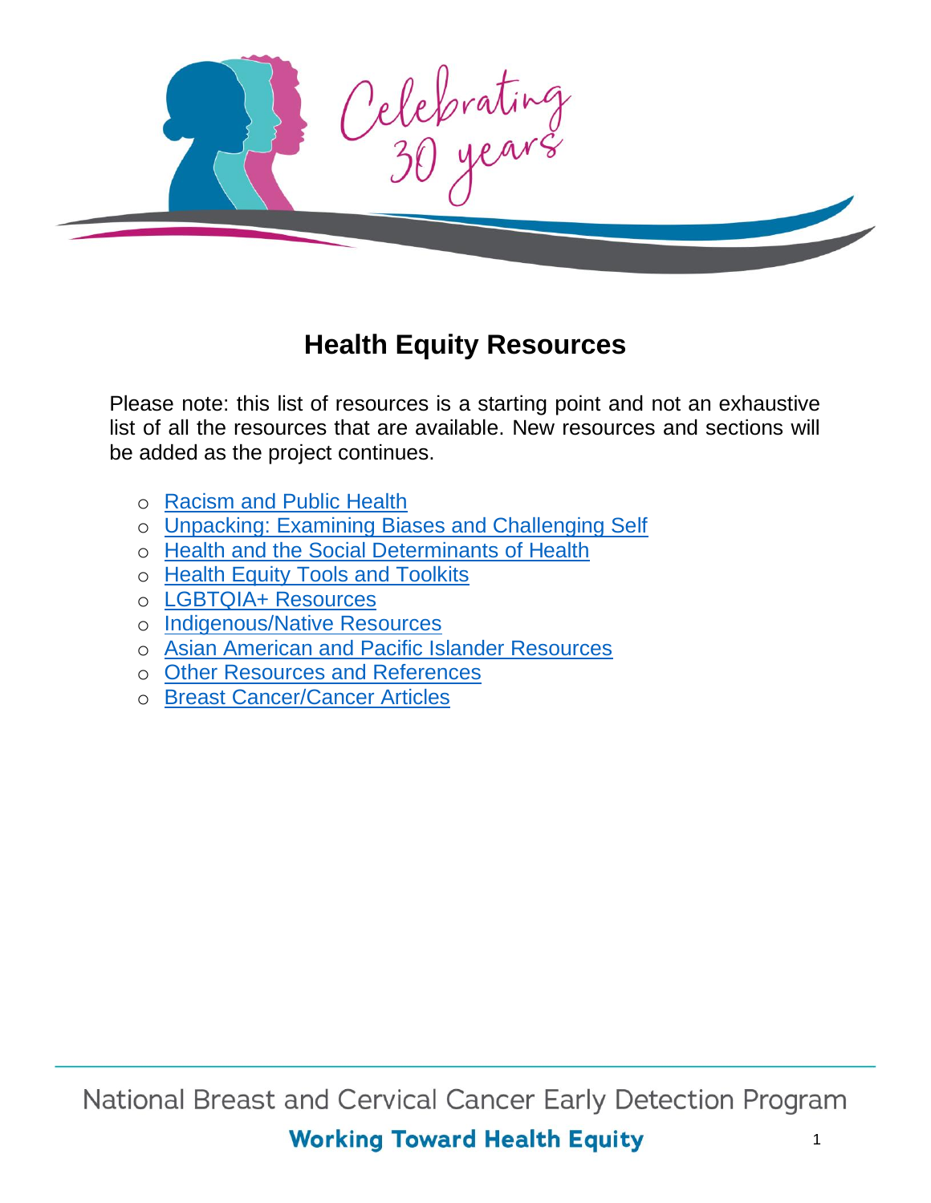Celebrating 30 years

# Health Equity Resources

Please note: this list of resources is a starting point and not an exhaustive list of all the resources that are available. New resources and sections will be added as the project continues.

- Racism and Public Health
- Unpacking: Examining Biases and Challenging Self
- Health and the Social Determinants of Health
- Health Equity Tools and Toolkits
- LGBTQIA+ Resources
- Indigenous/Native Resources
- Asian American and Pacific Islander Resources
- Other Resources and References
- Breast Cancer/Cancer Articles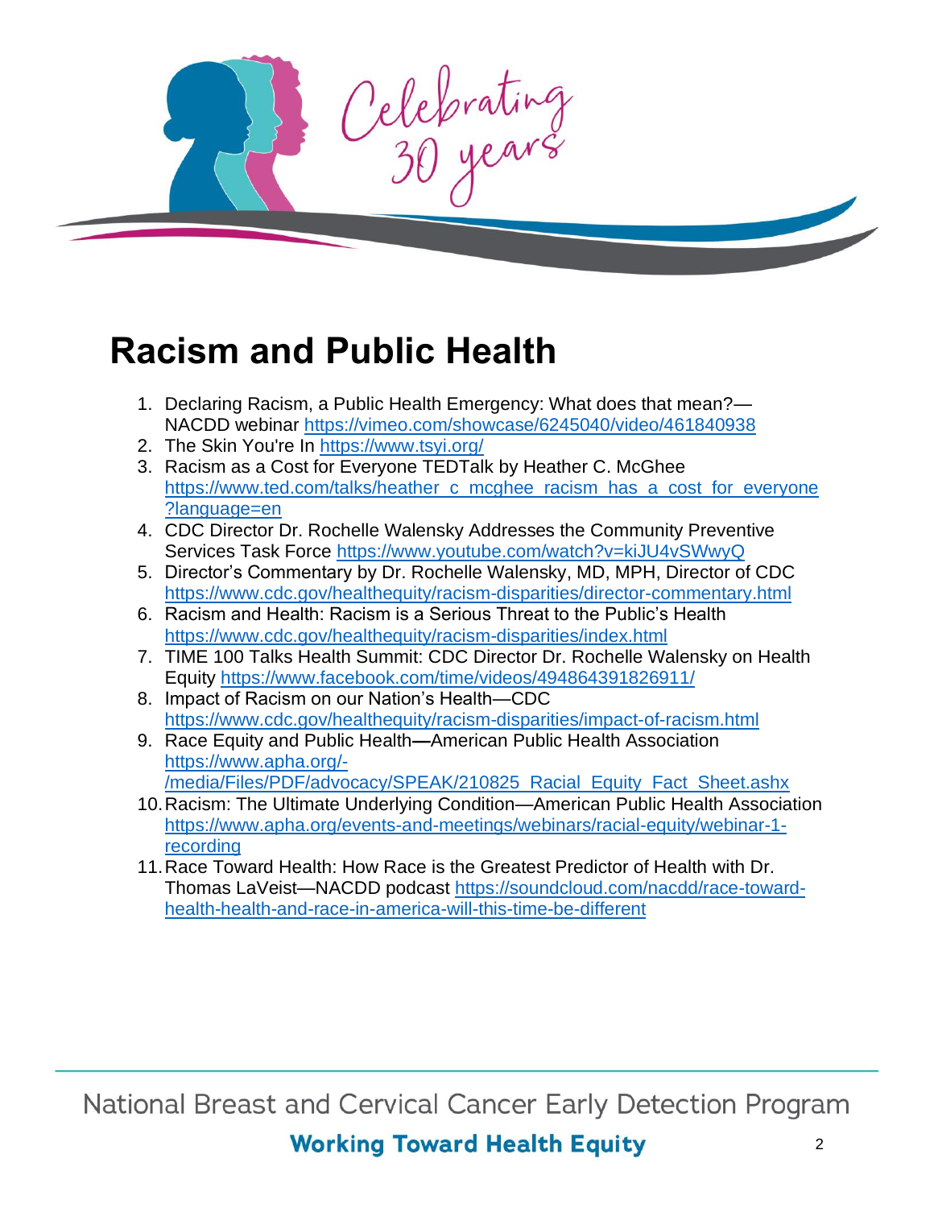# Racism and Public Health

1. Declaring Racism, a Public Health Emergency: What does that mean?—NACDD webinar https://vimeo.com/showcase/6245040/video/461840938
2. The Skin You're In https://www.tsyi.org/
3. Racism as a Cost for Everyone TEDTalk by Heather C. McGhee https://www.ted.com/talks/heather_c_mcghee_racism_has_a_cost_for_everyone?language=en
4. CDC Director Dr. Rochelle Walensky Addresses the Community Preventive Services Task Force https://www.youtube.com/watch?v=kiJU4vSWwyQ
5. Director's Commentary by Dr. Rochelle Walensky, MD, MPH, Director of CDC https://www.cdc.gov/healthequity/racism-disparities/director-commentary.html
6. Racism and Health: Racism is a Serious Threat to the Public's Health https://www.cdc.gov/healthequity/racism-disparities/index.html
7. TIME 100 Talks Health Summit: CDC Director Dr. Rochelle Walensky on Health Equity https://www.facebook.com/time/videos/494864391826911/
8. Impact of Racism on our Nation's Health—CDC https://www.cdc.gov/healthequity/racism-disparities/impact-of-racism.html
9. Race Equity and Public Health—American Public Health Association https://www.apha.org/-/media/Files/PDF/advocacy/SPEAK/210825_Racial_Equity_Fact_Sheet.ashx
10. Racism: The Ultimate Underlying Condition—American Public Health Association https://www.apha.org/events-and-meetings/webinars/racial-equity/webinar-1-recording
11. Race Toward Health: How Race is the Greatest Predictor of Health with Dr. Thomas LaVeist—NACDD podcast https://soundcloud.com/nacdd/race-toward-health-health-and-race-in-america-will-this-time-be-different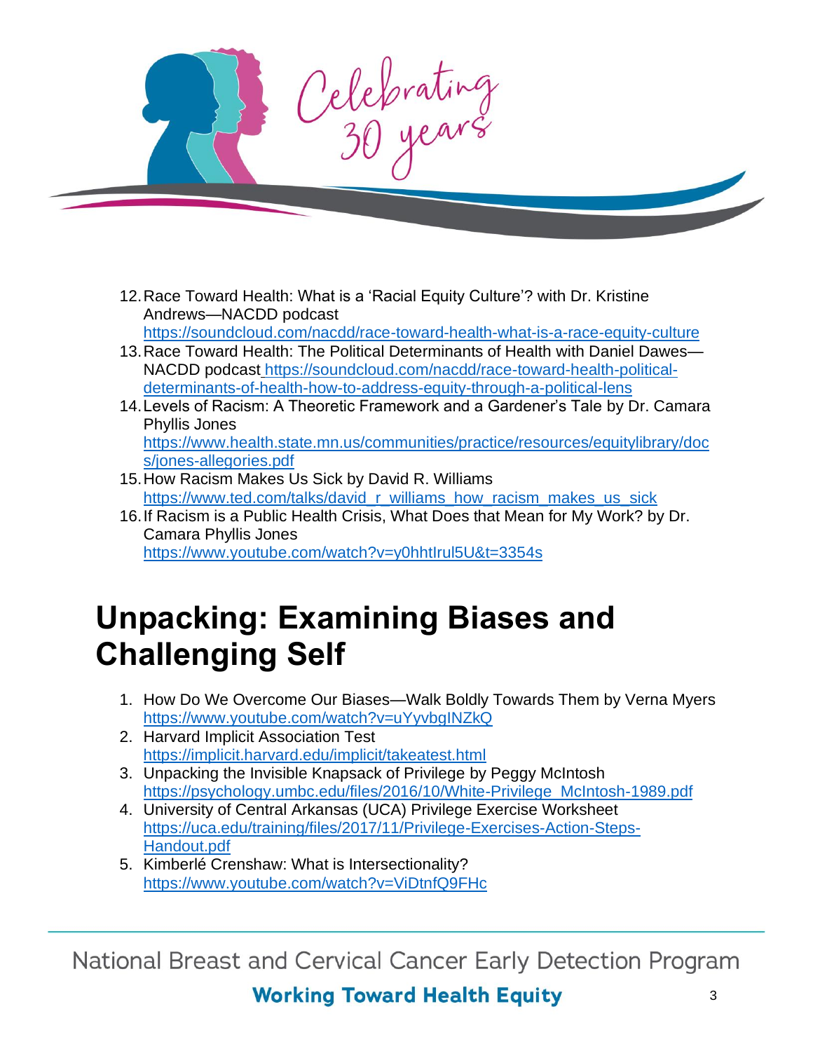12. Race Toward Health: What is a 'Racial Equity Culture'? with Dr. Kristine Andrews—NACDD podcast https://soundcloud.com/nacdd/race-toward-health-what-is-a-race-equity-culture
13. Race Toward Health: The Political Determinants of Health with Daniel Dawes—NACDD podcast https://soundcloud.com/nacdd/race-toward-health-political-determinants-of-health-how-to-address-equity-through-a-political-lens
14. Levels of Racism: A Theoretic Framework and a Gardener's Tale by Dr. Camara Phyllis Jones https://www.health.state.mn.us/communities/practice/resources/equitylibrary/docs/jones-allegories.pdf
15. How Racism Makes Us Sick by David R. Williams https://www.ted.com/talks/david_r_williams_how_racism_makes_us_sick
16. If Racism is a Public Health Crisis, What Does that Mean for My Work? by Dr. Camara Phyllis Jones https://www.youtube.com/watch?v=y0hhtIrul5U&t=3354s

# Unpacking: Examining Biases and Challenging Self

1. How Do We Overcome Our Biases—Walk Boldly Towards Them by Verna Myers https://www.youtube.com/watch?v=uYyvbgINZkQ
2. Harvard Implicit Association Test https://implicit.harvard.edu/implicit/takeatest.html
3. Unpacking the Invisible Knapsack of Privilege by Peggy McIntosh https://psychology.umbc.edu/files/2016/10/White-Privilege_McIntosh-1989.pdf
4. University of Central Arkansas (UCA) Privilege Exercise Worksheet https://uca.edu/training/files/2017/11/Privilege-Exercises-Action-Steps-Handout.pdf
5. Kimberlé Crenshaw: What is Intersectionality? https://www.youtube.com/watch?v=ViDtnfQ9FHc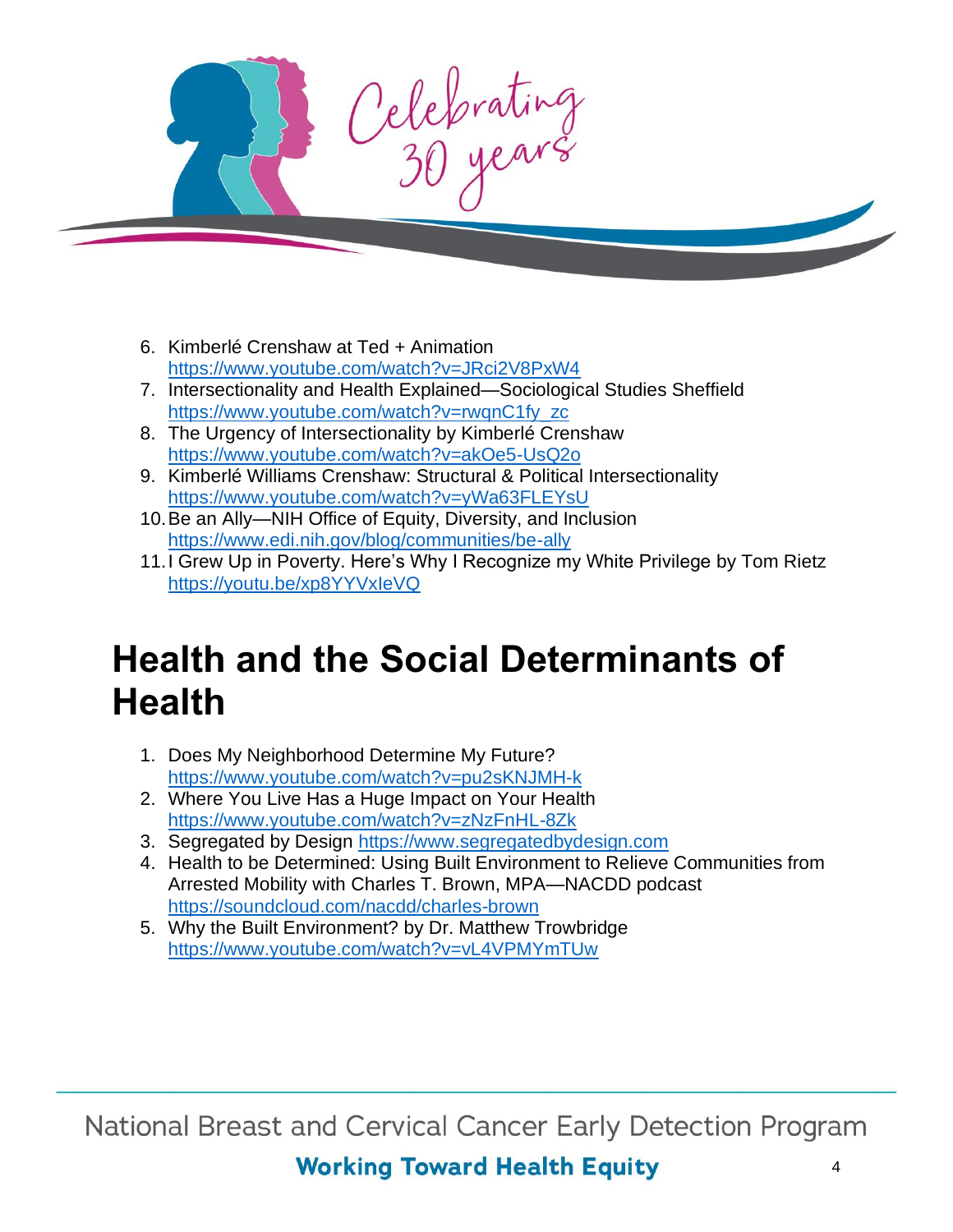6. Kimberlé Crenshaw at Ted + Animation https://www.youtube.com/watch?v=JRci2V8PxW4
7. Intersectionality and Health Explained—Sociological Studies Sheffield https://www.youtube.com/watch?v=rwqnC1fy_zc
8. The Urgency of Intersectionality by Kimberlé Crenshaw https://www.youtube.com/watch?v=akOe5-UsQ2o
9. Kimberlé Williams Crenshaw: Structural & Political Intersectionality https://www.youtube.com/watch?v=yWa63FLEYsU
10. Be an Ally—NIH Office of Equity, Diversity, and Inclusion https://www.edi.nih.gov/blog/communities/be-ally
11. I Grew Up in Poverty. Here's Why I Recognize my White Privilege by Tom Rietz https://youtu.be/xp8YYVxIeVQ

# Health and the Social Determinants of Health

1. Does My Neighborhood Determine My Future? https://www.youtube.com/watch?v=pu2sKNJMH-k
2. Where You Live Has a Huge Impact on Your Health https://www.youtube.com/watch?v=zNzFnHL-8Zk
3. Segregated by Design https://www.segregatedbydesign.com
4. Health to be Determined: Using Built Environment to Relieve Communities from Arrested Mobility with Charles T. Brown, MPA—NACDD podcast https://soundcloud.com/nacdd/charles-brown
5. Why the Built Environment? by Dr. Matthew Trowbridge https://www.youtube.com/watch?v=vL4VPMYmTUw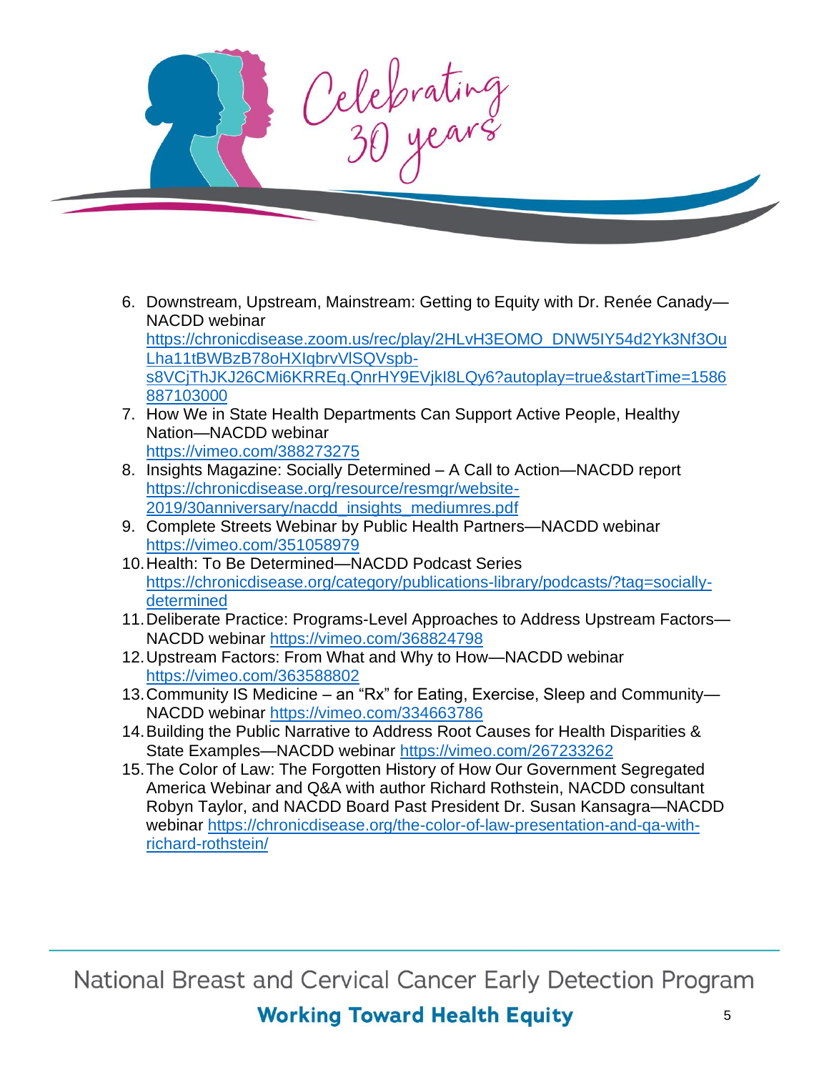6. Downstream, Upstream, Mainstream: Getting to Equity with Dr. Renée Canady—NACDD webinar https://chronicdisease.zoom.us/rec/play/2HLvH3EOMO_DNW5IY54d2Yk3Nf3OuLha11tBWBzB78oHXIqbrvVlSQVspb-s8VCjThJKJ26CMi6KRREq.QnrHY9EVjkI8LQy6?autoplay=true&startTime=1586887103000
7. How We in State Health Departments Can Support Active People, Healthy Nation—NACDD webinar https://vimeo.com/388273275
8. Insights Magazine: Socially Determined – A Call to Action—NACDD report https://chronicdisease.org/resource/resmgr/website-2019/30anniversary/nacdd_insights_mediumres.pdf
9. Complete Streets Webinar by Public Health Partners—NACDD webinar https://vimeo.com/351058979
10. Health: To Be Determined—NACDD Podcast Series https://chronicdisease.org/category/publications-library/podcasts/?tag=socially-determined
11. Deliberate Practice: Programs-Level Approaches to Address Upstream Factors—NACDD webinar https://vimeo.com/368824798
12. Upstream Factors: From What and Why to How—NACDD webinar https://vimeo.com/363588802
13. Community IS Medicine – an "Rx" for Eating, Exercise, Sleep and Community—NACDD webinar https://vimeo.com/334663786
14. Building the Public Narrative to Address Root Causes for Health Disparities & State Examples—NACDD webinar https://vimeo.com/267233262
15. The Color of Law: The Forgotten History of How Our Government Segregated America Webinar and Q&A with author Richard Rothstein, NACDD consultant Robyn Taylor, and NACDD Board Past President Dr. Susan Kansagra—NACDD webinar https://chronicdisease.org/the-color-of-law-presentation-and-qa-with-richard-rothstein/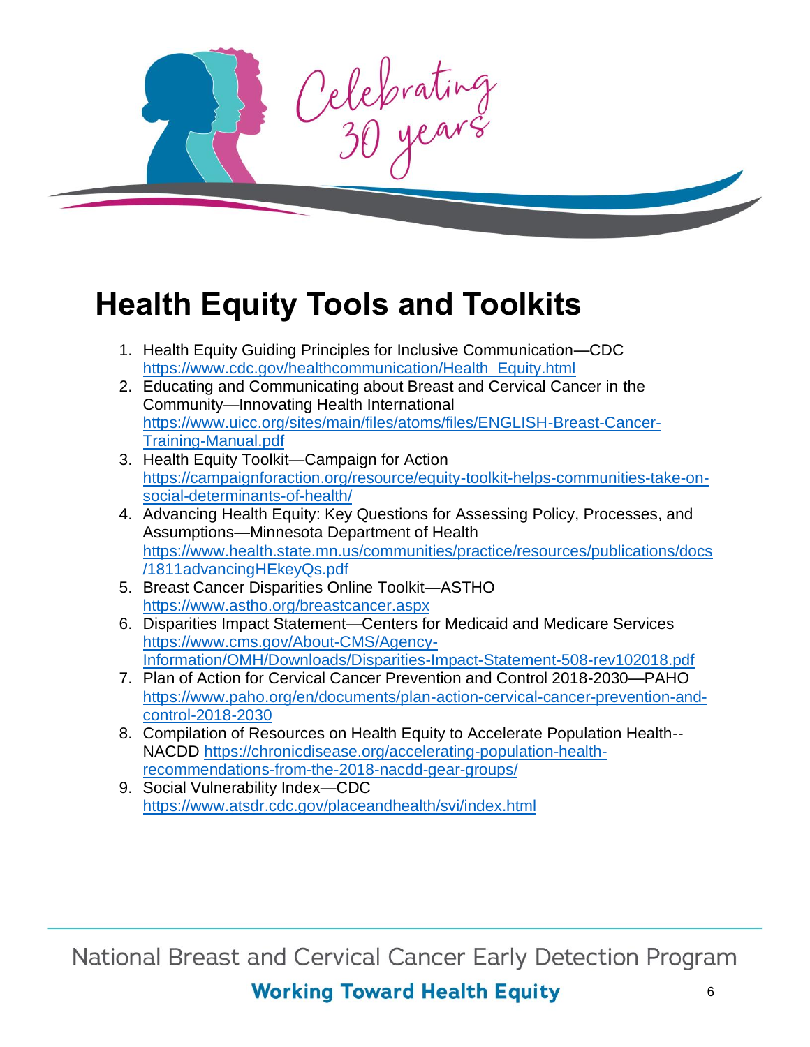# Health Equity Tools and Toolkits

1. Health Equity Guiding Principles for Inclusive Communication—CDC https://www.cdc.gov/healthcommunication/Health_Equity.html
2. Educating and Communicating about Breast and Cervical Cancer in the Community—Innovating Health International https://www.uicc.org/sites/main/files/atoms/files/ENGLISH-Breast-Cancer-Training-Manual.pdf
3. Health Equity Toolkit—Campaign for Action https://campaignforaction.org/resource/equity-toolkit-helps-communities-take-on-social-determinants-of-health/
4. Advancing Health Equity: Key Questions for Assessing Policy, Processes, and Assumptions—Minnesota Department of Health https://www.health.state.mn.us/communities/practice/resources/publications/docs/1811advancingHEkeyQs.pdf
5. Breast Cancer Disparities Online Toolkit—ASTHO https://www.astho.org/breastcancer.aspx
6. Disparities Impact Statement—Centers for Medicaid and Medicare Services https://www.cms.gov/About-CMS/Agency-Information/OMH/Downloads/Disparities-Impact-Statement-508-rev102018.pdf
7. Plan of Action for Cervical Cancer Prevention and Control 2018-2030—PAHO https://www.paho.org/en/documents/plan-action-cervical-cancer-prevention-and-control-2018-2030
8. Compilation of Resources on Health Equity to Accelerate Population Health--NACDD https://chronicdisease.org/accelerating-population-health-recommendations-from-the-2018-nacdd-gear-groups/
9. Social Vulnerability Index—CDC https://www.atsdr.cdc.gov/placeandhealth/svi/index.html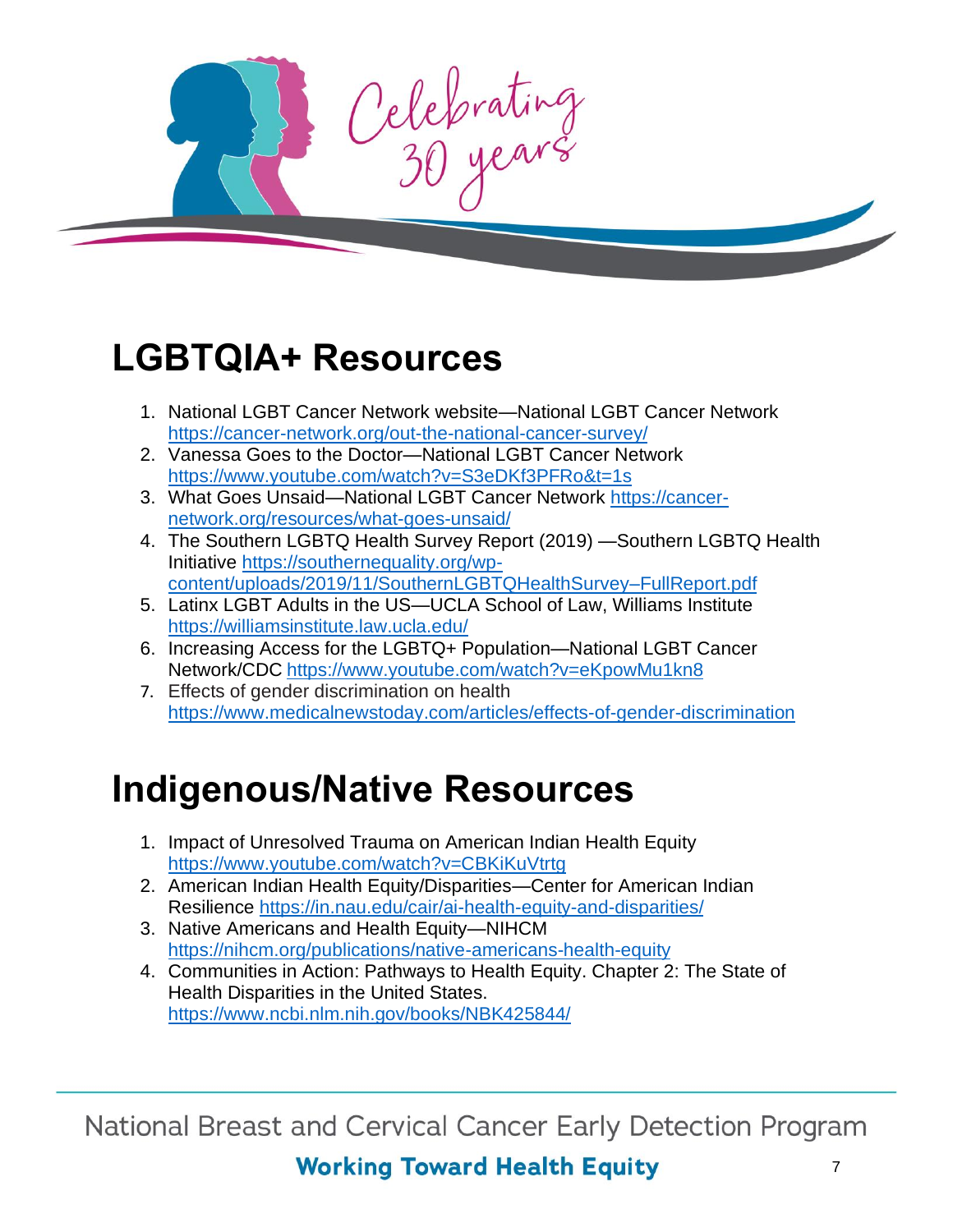## LGBTQIA+ Resources

1. National LGBT Cancer Network website—National LGBT Cancer Network https://cancer-network.org/out-the-national-cancer-survey/
2. Vanessa Goes to the Doctor—National LGBT Cancer Network https://www.youtube.com/watch?v=S3eDKf3PFRo&t=1s
3. What Goes Unsaid—National LGBT Cancer Network https://cancer-network.org/resources/what-goes-unsaid/
4. The Southern LGBTQ Health Survey Report (2019) —Southern LGBTQ Health Initiative https://southernequality.org/wp-content/uploads/2019/11/SouthernLGBTQHealthSurvey–FullReport.pdf
5. Latinx LGBT Adults in the US—UCLA School of Law, Williams Institute https://williamsinstitute.law.ucla.edu/
6. Increasing Access for the LGBTQ+ Population—National LGBT Cancer Network/CDC https://www.youtube.com/watch?v=eKpowMu1kn8
7. Effects of gender discrimination on health https://www.medicalnewstoday.com/articles/effects-of-gender-discrimination

## Indigenous/Native Resources

1. Impact of Unresolved Trauma on American Indian Health Equity https://www.youtube.com/watch?v=CBKiKuVtrtg
2. American Indian Health Equity/Disparities—Center for American Indian Resilience https://in.nau.edu/cair/ai-health-equity-and-disparities/
3. Native Americans and Health Equity—NIHCM https://nihcm.org/publications/native-americans-health-equity
4. Communities in Action: Pathways to Health Equity. Chapter 2: The State of Health Disparities in the United States. https://www.ncbi.nlm.nih.gov/books/NBK425844/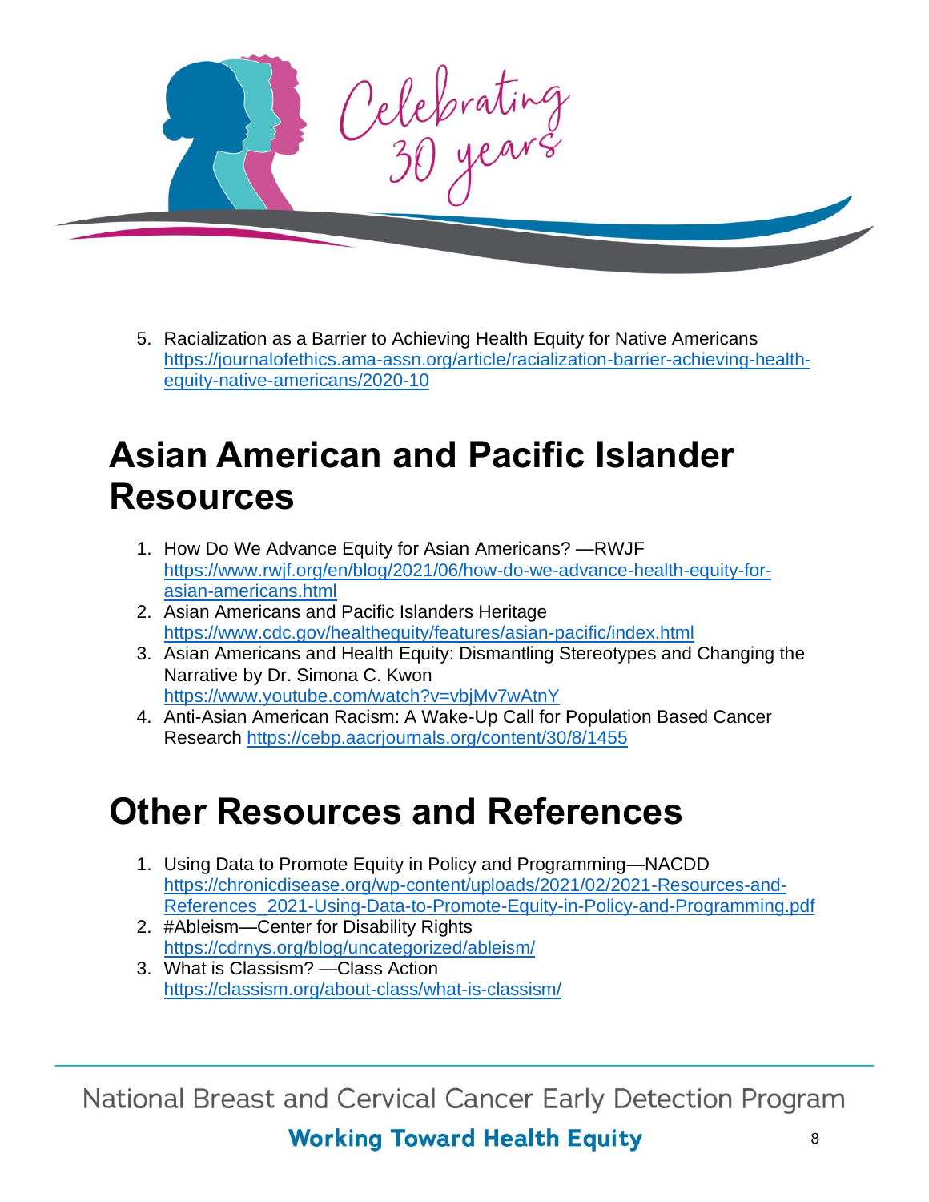5. Racialization as a Barrier to Achieving Health Equity for Native Americans https://journalofethics.ama-assn.org/article/racialization-barrier-achieving-health-equity-native-americans/2020-10

# Asian American and Pacific Islander Resources

1. How Do We Advance Equity for Asian Americans? —RWJF https://www.rwjf.org/en/blog/2021/06/how-do-we-advance-health-equity-for-asian-americans.html
2. Asian Americans and Pacific Islanders Heritage https://www.cdc.gov/healthequity/features/asian-pacific/index.html
3. Asian Americans and Health Equity: Dismantling Stereotypes and Changing the Narrative by Dr. Simona C. Kwon https://www.youtube.com/watch?v=vbjMv7wAtnY
4. Anti-Asian American Racism: A Wake-Up Call for Population Based Cancer Research https://cebp.aacrjournals.org/content/30/8/1455

# Other Resources and References

1. Using Data to Promote Equity in Policy and Programming—NACDD https://chronicdisease.org/wp-content/uploads/2021/02/2021-Resources-and-References_2021-Using-Data-to-Promote-Equity-in-Policy-and-Programming.pdf
2. #Ableism—Center for Disability Rights https://cdrnys.org/blog/uncategorized/ableism/
3. What is Classism? —Class Action https://classism.org/about-class/what-is-classism/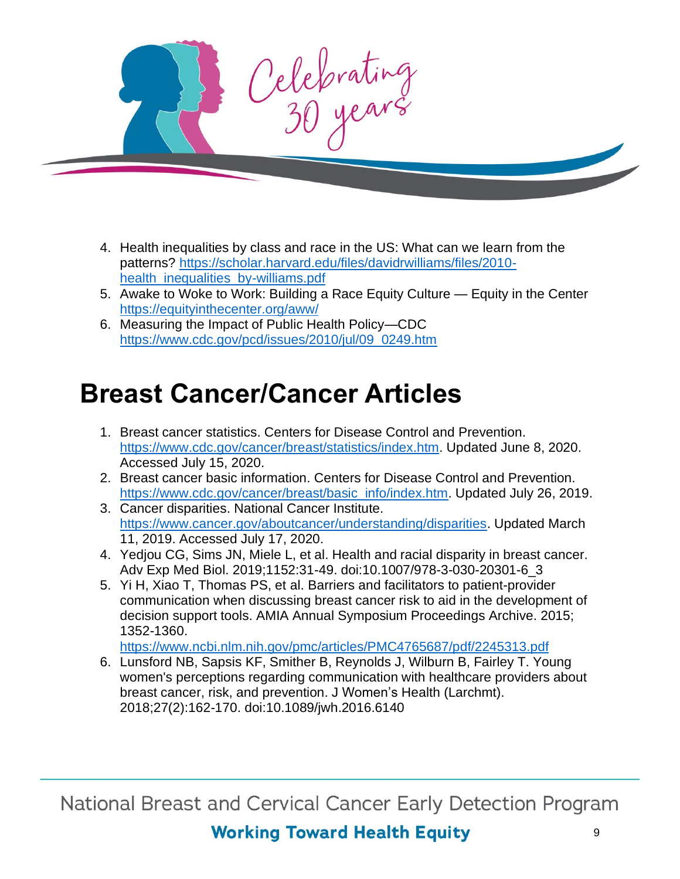4. Health inequalities by class and race in the US: What can we learn from the patterns? [https://scholar.harvard.edu/files/davidrwilliams/files/2010-health_inequalities_by-williams.pdf](https://scholar.harvard.edu/files/davidrwilliams/files/2010-health_inequalities_by-williams.pdf)
5. Awake to Woke to Work: Building a Race Equity Culture — Equity in the Center [https://equityinthecenter.org/aww/](https://equityinthecenter.org/aww/)
6. Measuring the Impact of Public Health Policy—CDC [https://www.cdc.gov/pcd/issues/2010/jul/09_0249.htm](https://www.cdc.gov/pcd/issues/2010/jul/09_0249.htm)

# Breast Cancer/Cancer Articles

1. Breast cancer statistics. Centers for Disease Control and Prevention. [https://www.cdc.gov/cancer/breast/statistics/index.htm](https://www.cdc.gov/cancer/breast/statistics/index.htm). Updated June 8, 2020. Accessed July 15, 2020.
2. Breast cancer basic information. Centers for Disease Control and Prevention. [https://www.cdc.gov/cancer/breast/basic_info/index.htm](https://www.cdc.gov/cancer/breast/basic_info/index.htm). Updated July 26, 2019.
3. Cancer disparities. National Cancer Institute. [https://www.cancer.gov/aboutcancer/understanding/disparities](https://www.cancer.gov/aboutcancer/understanding/disparities). Updated March 11, 2019. Accessed July 17, 2020.
4. Yedjou CG, Sims JN, Miele L, et al. Health and racial disparity in breast cancer. Adv Exp Med Biol. 2019;1152:31-49. doi:10.1007/978-3-030-20301-6_3
5. Yi H, Xiao T, Thomas PS, et al. Barriers and facilitators to patient-provider communication when discussing breast cancer risk to aid in the development of decision support tools. AMIA Annual Symposium Proceedings Archive. 2015; 1352-1360. [https://www.ncbi.nlm.nih.gov/pmc/articles/PMC4765687/pdf/2245313.pdf](https://www.ncbi.nlm.nih.gov/pmc/articles/PMC4765687/pdf/2245313.pdf)
6. Lunsford NB, Sapsis KF, Smither B, Reynolds J, Wilburn B, Fairley T. Young women's perceptions regarding communication with healthcare providers about breast cancer, risk, and prevention. J Women's Health (Larchmt). 2018;27(2):162-170. doi:10.1089/jwh.2016.6140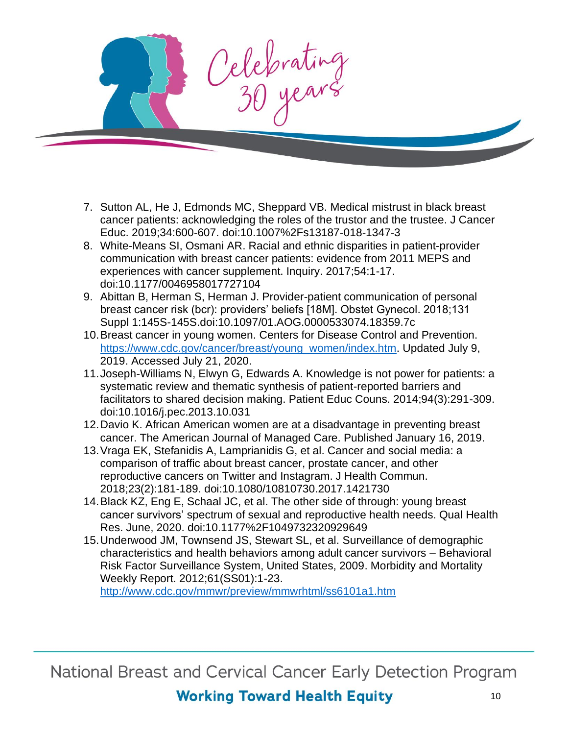7. Sutton AL, He J, Edmonds MC, Sheppard VB. Medical mistrust in black breast cancer patients: acknowledging the roles of the trustor and the trustee. J Cancer Educ. 2019;34:600-607. doi:10.1007%2Fs13187-018-1347-3
8. White-Means SI, Osmani AR. Racial and ethnic disparities in patient-provider communication with breast cancer patients: evidence from 2011 MEPS and experiences with cancer supplement. Inquiry. 2017;54:1-17. doi:10.1177/0046958017727104
9. Abittan B, Herman S, Herman J. Provider-patient communication of personal breast cancer risk (bcr): providers' beliefs [18M]. Obstet Gynecol. 2018;131 Suppl 1:145S-145S.doi:10.1097/01.AOG.0000533074.18359.7c
10. Breast cancer in young women. Centers for Disease Control and Prevention. https://www.cdc.gov/cancer/breast/young_women/index.htm. Updated July 9, 2019. Accessed July 21, 2020.
11. Joseph-Williams N, Elwyn G, Edwards A. Knowledge is not power for patients: a systematic review and thematic synthesis of patient-reported barriers and facilitators to shared decision making. Patient Educ Couns. 2014;94(3):291-309. doi:10.1016/j.pec.2013.10.031
12. Davio K. African American women are at a disadvantage in preventing breast cancer. The American Journal of Managed Care. Published January 16, 2019.
13. Vraga EK, Stefanidis A, Lamprianidis G, et al. Cancer and social media: a comparison of traffic about breast cancer, prostate cancer, and other reproductive cancers on Twitter and Instagram. J Health Commun. 2018;23(2):181-189. doi:10.1080/10810730.2017.1421730
14. Black KZ, Eng E, Schaal JC, et al. The other side of through: young breast cancer survivors' spectrum of sexual and reproductive health needs. Qual Health Res. June, 2020. doi:10.1177%2F1049732320929649
15. Underwood JM, Townsend JS, Stewart SL, et al. Surveillance of demographic characteristics and health behaviors among adult cancer survivors – Behavioral Risk Factor Surveillance System, United States, 2009. Morbidity and Mortality Weekly Report. 2012;61(SS01):1-23. http://www.cdc.gov/mmwr/preview/mmwrhtml/ss6101a1.htm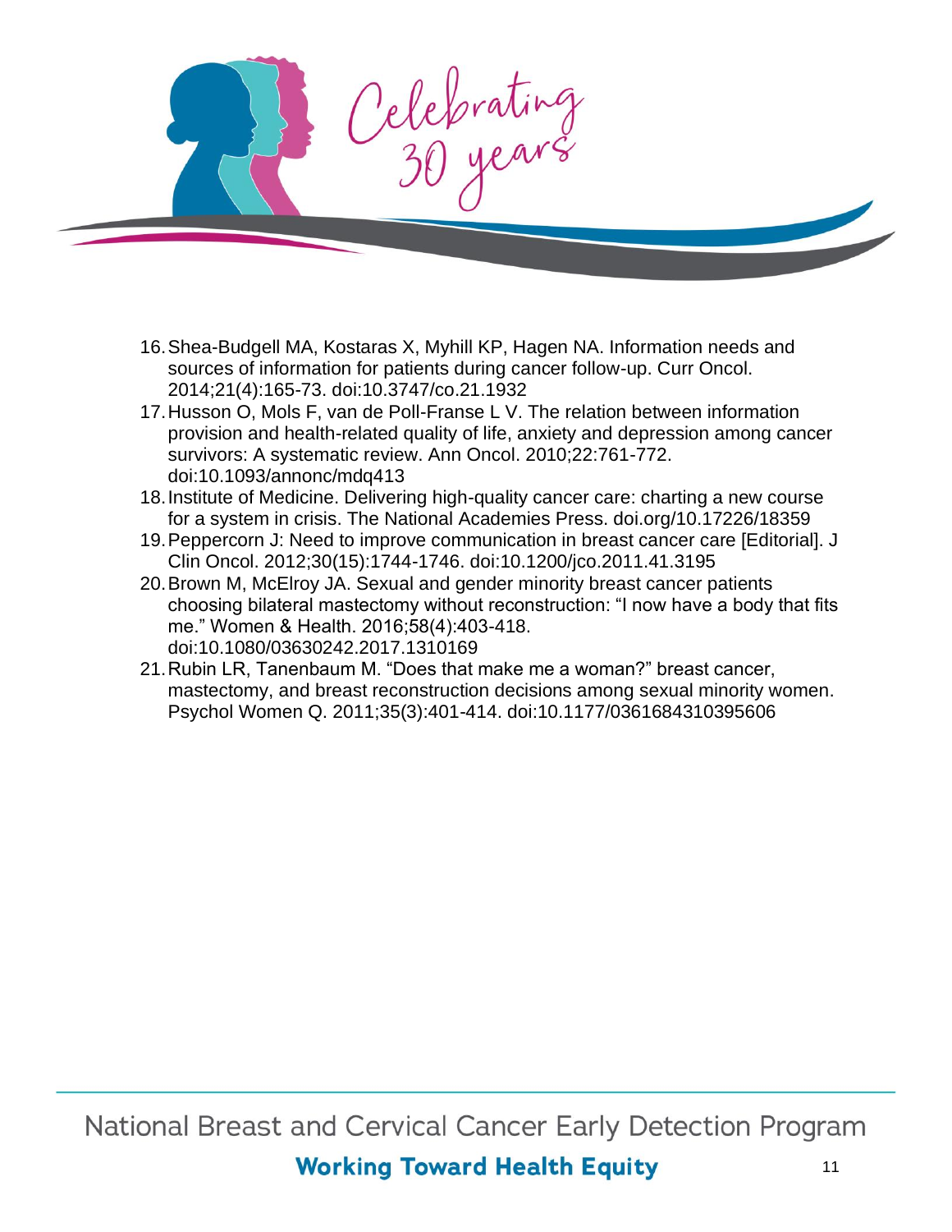16. Shea-Budgell MA, Kostaras X, Myhill KP, Hagen NA. Information needs and sources of information for patients during cancer follow-up. Curr Oncol. 2014;21(4):165-73. doi:10.3747/co.21.1932
17. Husson O, Mols F, van de Poll-Franse L V. The relation between information provision and health-related quality of life, anxiety and depression among cancer survivors: A systematic review. Ann Oncol. 2010;22:761-772. doi:10.1093/annonc/mdq413
18. Institute of Medicine. Delivering high-quality cancer care: charting a new course for a system in crisis. The National Academies Press. doi.org/10.17226/18359
19. Peppercorn J: Need to improve communication in breast cancer care [Editorial]. J Clin Oncol. 2012;30(15):1744-1746. doi:10.1200/jco.2011.41.3195
20. Brown M, McElroy JA. Sexual and gender minority breast cancer patients choosing bilateral mastectomy without reconstruction: "I now have a body that fits me." Women & Health. 2016;58(4):403-418. doi:10.1080/03630242.2017.1310169
21. Rubin LR, Tanenbaum M. "Does that make me a woman?" breast cancer, mastectomy, and breast reconstruction decisions among sexual minority women. Psychol Women Q. 2011;35(3):401-414. doi:10.1177/0361684310395606